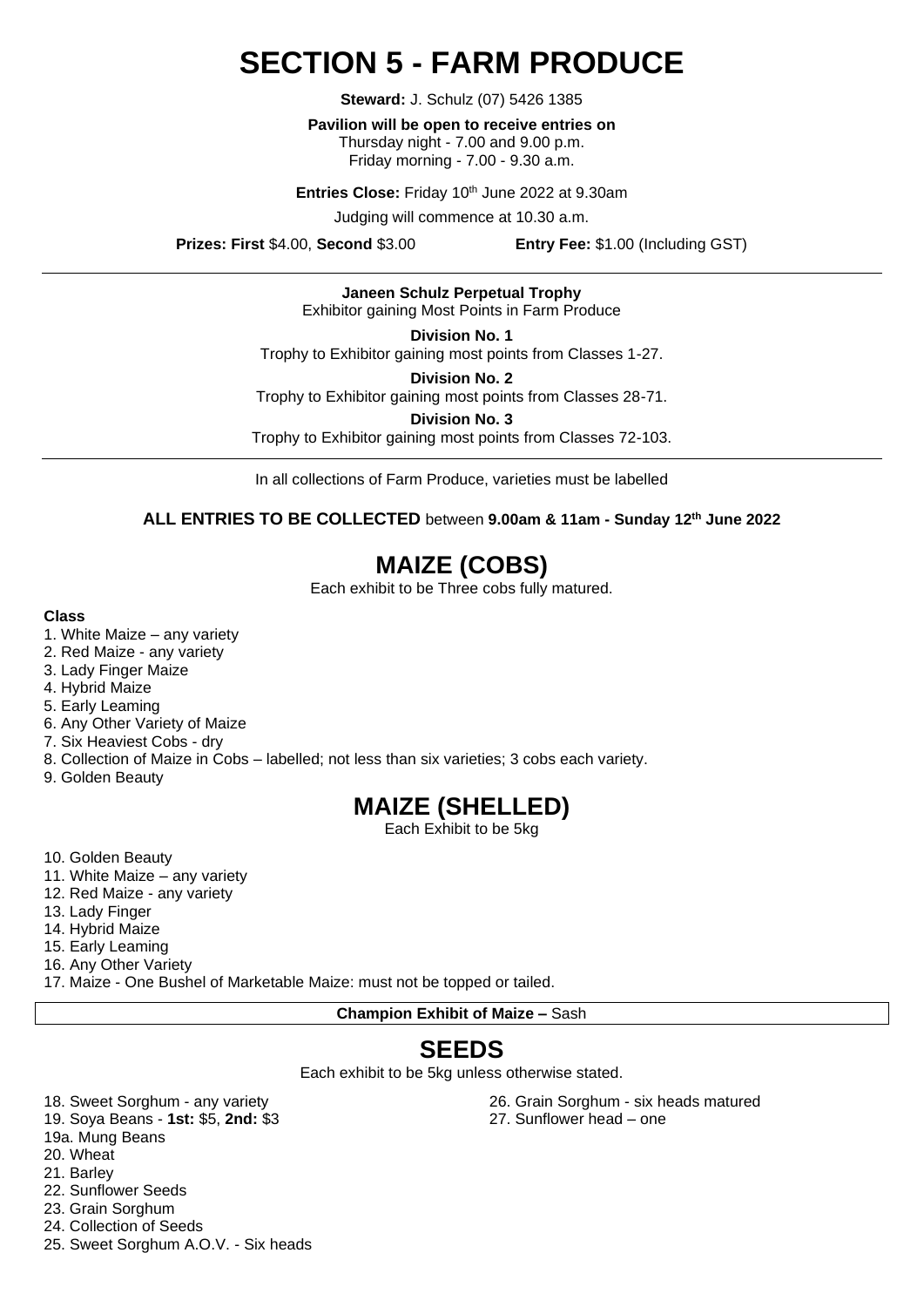# SECTION 5 - FARM PRODUCE

**Steward:** J. Schulz (07) 5426 1385

**Pavilion will be open to receive entries on**
Thursday night - 7.00 and 9.00 p.m.
Friday morning - 7.00 - 9.30 a.m.

**Entries Close:** Friday 10th June 2022 at 9.30am

Judging will commence at 10.30 a.m.

**Prizes: First** $4.00, **Second** $3.00 **Entry Fee:** $1.00 (Including GST)

---

**Janeen Schulz Perpetual Trophy**
Exhibitor gaining Most Points in Farm Produce

**Division No. 1**
Trophy to Exhibitor gaining most points from Classes 1-27.

**Division No. 2**
Trophy to Exhibitor gaining most points from Classes 28-71.

**Division No. 3**
Trophy to Exhibitor gaining most points from Classes 72-103.

---

In all collections of Farm Produce, varieties must be labelled

**ALL ENTRIES TO BE COLLECTED** between **9.00am & 11am - Sunday 12th June 2022**

## MAIZE (COBS)

Each exhibit to be Three cobs fully matured.

**Class**

1. White Maize – any variety
2. Red Maize - any variety
3. Lady Finger Maize
4. Hybrid Maize
5. Early Leaming
6. Any Other Variety of Maize
7. Six Heaviest Cobs - dry
8. Collection of Maize in Cobs – labelled; not less than six varieties; 3 cobs each variety.
9. Golden Beauty

## MAIZE (SHELLED)

Each Exhibit to be 5kg

10. Golden Beauty
11. White Maize – any variety
12. Red Maize - any variety
13. Lady Finger
14. Hybrid Maize
15. Early Leaming
16. Any Other Variety
17. Maize - One Bushel of Marketable Maize: must not be topped or tailed.

**Champion Exhibit of Maize –** Sash

## SEEDS

Each exhibit to be 5kg unless otherwise stated.

18. Sweet Sorghum - any variety
19. Soya Beans - **1st:** $5, **2nd:** $3

19a. Mung Beans

20. Wheat
21. Barley
22. Sunflower Seeds
23. Grain Sorghum
24. Collection of Seeds
25. Sweet Sorghum A.O.V. - Six heads
26. Grain Sorghum - six heads matured
27. Sunflower head – one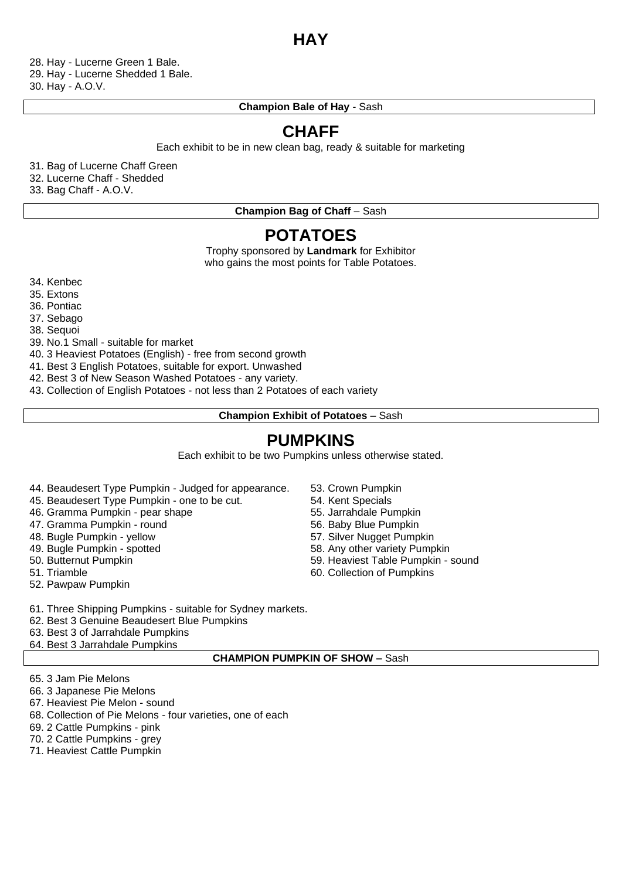# HAY

28. Hay - Lucerne Green 1 Bale.
29. Hay - Lucerne Shedded 1 Bale.
30. Hay - A.O.V.

**Champion Bale of Hay** - Sash

# CHAFF

Each exhibit to be in new clean bag, ready & suitable for marketing

31. Bag of Lucerne Chaff Green
32. Lucerne Chaff - Shedded
33. Bag Chaff - A.O.V.

**Champion Bag of Chaff** – Sash

# POTATOES

Trophy sponsored by **Landmark** for Exhibitor who gains the most points for Table Potatoes.

34. Kenbec
35. Extons
36. Pontiac
37. Sebago
38. Sequoi
39. No.1 Small - suitable for market
40. 3 Heaviest Potatoes (English) - free from second growth
41. Best 3 English Potatoes, suitable for export. Unwashed
42. Best 3 of New Season Washed Potatoes - any variety.
43. Collection of English Potatoes - not less than 2 Potatoes of each variety

**Champion Exhibit of Potatoes** – Sash

# PUMPKINS

Each exhibit to be two Pumpkins unless otherwise stated.

44. Beaudesert Type Pumpkin - Judged for appearance.
45. Beaudesert Type Pumpkin - one to be cut.
46. Gramma Pumpkin - pear shape
47. Gramma Pumpkin - round
48. Bugle Pumpkin - yellow
49. Bugle Pumpkin - spotted
50. Butternut Pumpkin
51. Triamble
52. Pawpaw Pumpkin
53. Crown Pumpkin
54. Kent Specials
55. Jarrahdale Pumpkin
56. Baby Blue Pumpkin
57. Silver Nugget Pumpkin
58. Any other variety Pumpkin
59. Heaviest Table Pumpkin - sound
60. Collection of Pumpkins
61. Three Shipping Pumpkins - suitable for Sydney markets.
62. Best 3 Genuine Beaudesert Blue Pumpkins
63. Best 3 of Jarrahdale Pumpkins
64. Best 3 Jarrahdale Pumpkins

**CHAMPION PUMPKIN OF SHOW –** Sash

65. 3 Jam Pie Melons
66. 3 Japanese Pie Melons
67. Heaviest Pie Melon - sound
68. Collection of Pie Melons - four varieties, one of each
69. 2 Cattle Pumpkins - pink
70. 2 Cattle Pumpkins - grey
71. Heaviest Cattle Pumpkin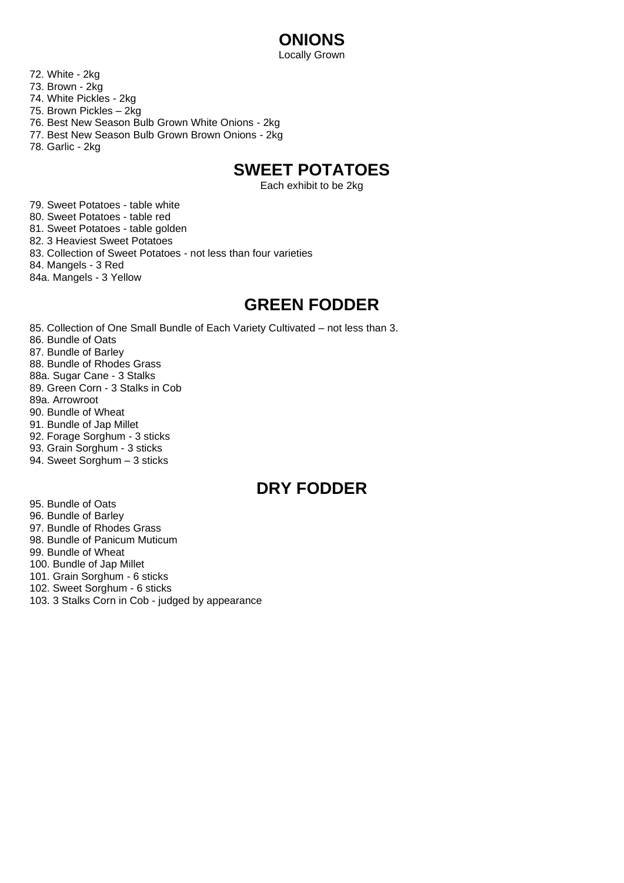## ONIONS

Locally Grown

72. White - 2kg
73. Brown - 2kg
74. White Pickles - 2kg
75. Brown Pickles – 2kg
76. Best New Season Bulb Grown White Onions - 2kg
77. Best New Season Bulb Grown Brown Onions - 2kg
78. Garlic - 2kg

## SWEET POTATOES

Each exhibit to be 2kg

79. Sweet Potatoes - table white
80. Sweet Potatoes - table red
81. Sweet Potatoes - table golden
82. 3 Heaviest Sweet Potatoes
83. Collection of Sweet Potatoes - not less than four varieties
84. Mangels - 3 Red

84a. Mangels - 3 Yellow

## GREEN FODDER

85. Collection of One Small Bundle of Each Variety Cultivated – not less than 3.
86. Bundle of Oats
87. Bundle of Barley
88. Bundle of Rhodes Grass

88a. Sugar Cane - 3 Stalks

89. Green Corn - 3 Stalks in Cob

89a. Arrowroot

90. Bundle of Wheat
91. Bundle of Jap Millet
92. Forage Sorghum - 3 sticks
93. Grain Sorghum - 3 sticks
94. Sweet Sorghum – 3 sticks

## DRY FODDER

95. Bundle of Oats
96. Bundle of Barley
97. Bundle of Rhodes Grass
98. Bundle of Panicum Muticum
99. Bundle of Wheat
100. Bundle of Jap Millet
101. Grain Sorghum - 6 sticks
102. Sweet Sorghum - 6 sticks
103. 3 Stalks Corn in Cob - judged by appearance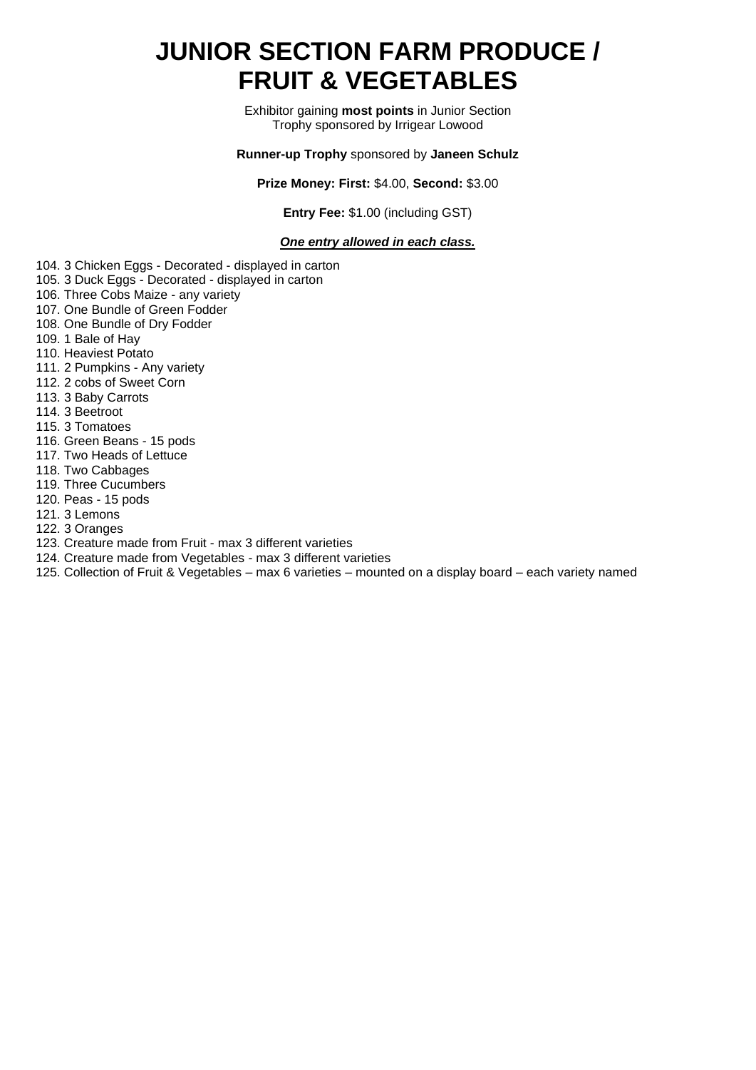# JUNIOR SECTION FARM PRODUCE / FRUIT & VEGETABLES

Exhibitor gaining **most points** in Junior Section
Trophy sponsored by Irrigear Lowood

**Runner-up Trophy** sponsored by **Janeen Schulz**

**Prize Money: First:** $4.00, **Second:** $3.00

**Entry Fee:** $1.00 (including GST)

***One entry allowed in each class.***

104. 3 Chicken Eggs - Decorated - displayed in carton
105. 3 Duck Eggs - Decorated - displayed in carton
106. Three Cobs Maize - any variety
107. One Bundle of Green Fodder
108. One Bundle of Dry Fodder
109. 1 Bale of Hay
110. Heaviest Potato
111. 2 Pumpkins - Any variety
112. 2 cobs of Sweet Corn
113. 3 Baby Carrots
114. 3 Beetroot
115. 3 Tomatoes
116. Green Beans - 15 pods
117. Two Heads of Lettuce
118. Two Cabbages
119. Three Cucumbers
120. Peas - 15 pods
121. 3 Lemons
122. 3 Oranges
123. Creature made from Fruit - max 3 different varieties
124. Creature made from Vegetables - max 3 different varieties
125. Collection of Fruit & Vegetables – max 6 varieties – mounted on a display board – each variety named